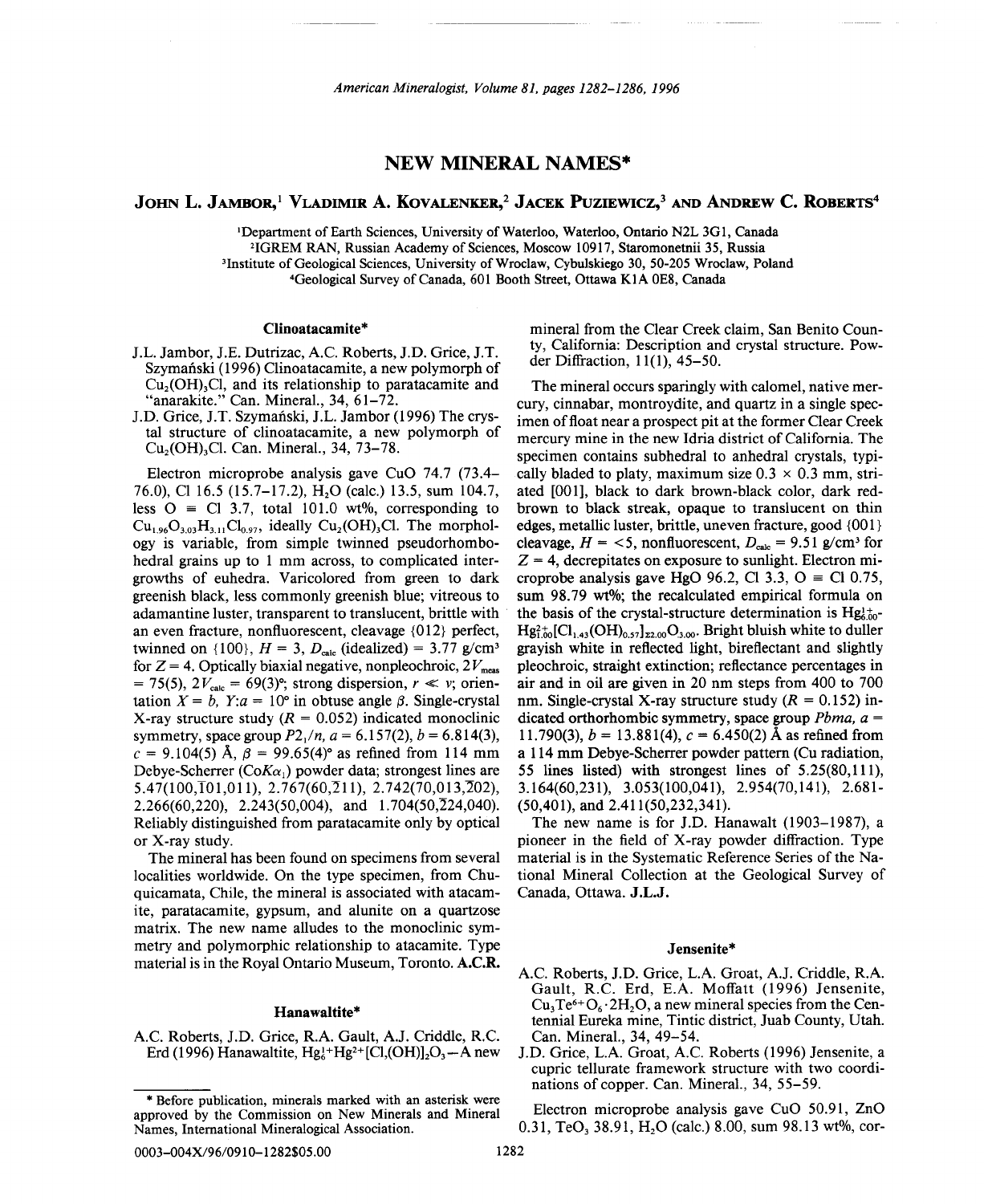# NEW MINERAL NAMES*

**JOHN L. JAMBOR,[1] VLADIMIR A. KOVALENKER,[2] JACEK PUZIEWICZ,[3] AND ANDREW C. ROBERTS[4]**

[1]Department of Earth Sciences, University of Waterloo, Waterloo, Ontario N2L 3G1, Canada
[2]IGREM RAN, Russian Academy of Sciences, Moscow 10917, Staromonetnii 35, Russia
[3]Institute of Geological Sciences, University of Wroclaw, Cybulskiego 30, 50-205 Wroclaw, Poland
[4]Geological Survey of Canada, 601 Booth Street, Ottawa K1A 0E8, Canada

## Clinoatacamite*

J.L. Jambor, J.E. Dutrizac, A.C. Roberts, J.D. Grice, J.T. Szymański (1996) Clinoatacamite, a new polymorph of $Cu_2(OH)_3Cl$, and its relationship to paratacamite and "anarakite." Can. Mineral., 34, 61–72.

J.D. Grice, J.T. Szymański, J.L. Jambor (1996) The crystal structure of clinoatacamite, a new polymorph of $Cu_2(OH)_3Cl$. Can. Mineral., 34, 73–78.

Electron microprobe analysis gave CuO 74.7 (73.4–76.0), Cl 16.5 (15.7–17.2), $H_2O$ (calc.) 13.5, sum 104.7, less O ≡ Cl 3.7, total 101.0 wt%, corresponding to $Cu_{1.96}O_{3.03}H_{3.11}Cl_{0.97}$, ideally $Cu_2(OH)_3Cl$. The morphology is variable, from simple twinned pseudorhombohedral grains up to 1 mm across, to complicated intergrowths of euhedra. Varicolored from green to dark greenish black, less commonly greenish blue; vitreous to adamantine luster, transparent to translucent, brittle with an even fracture, nonfluorescent, cleavage {012} perfect, twinned on {100}, $H$ = 3, $D_{calc}$ (idealized) = 3.77 g/cm³ for $Z$ = 4. Optically biaxial negative, nonpleochroic, $2V_{meas}$ = 75(5), $2V_{calc}$ = 69(3)°; strong dispersion, $r \ll v$; orientation $X = b$, $Y{:}a$ = 10° in obtuse angle $\beta$. Single-crystal X-ray structure study ($R$ = 0.052) indicated monoclinic symmetry, space group $P2_1/n$, $a$ = 6.157(2), $b$ = 6.814(3), $c$ = 9.104(5) Å, $\beta$ = 99.65(4)° as refined from 114 mm Debye-Scherrer (Co$K\alpha_1$) powder data; strongest lines are 5.47(100,$\bar{1}$01,011), 2.767(60,$\bar{2}$11), 2.742(70,013,$\bar{2}$02), 2.266(60,220), 2.243(50,004), and 1.704(50,$\bar{2}$24,040). Reliably distinguished from paratacamite only by optical or X-ray study.

The mineral has been found on specimens from several localities worldwide. On the type specimen, from Chuquicamata, Chile, the mineral is associated with atacamite, paratacamite, gypsum, and alunite on a quartzose matrix. The new name alludes to the monoclinic symmetry and polymorphic relationship to atacamite. Type material is in the Royal Ontario Museum, Toronto. **A.C.R.**

## Hanawaltite*

A.C. Roberts, J.D. Grice, R.A. Gault, A.J. Criddle, R.C. Erd (1996) Hanawaltite, $Hg_6^{1+}Hg^{2+}[Cl,(OH)]_2O_3$—A new mineral from the Clear Creek claim, San Benito County, California: Description and crystal structure. Powder Diffraction, 11(1), 45–50.

The mineral occurs sparingly with calomel, native mercury, cinnabar, montroydite, and quartz in a single specimen of float near a prospect pit at the former Clear Creek mercury mine in the new Idria district of California. The specimen contains subhedral to anhedral crystals, typically bladed to platy, maximum size 0.3 × 0.3 mm, striated [001], black to dark brown-black color, dark red-brown to black streak, opaque to translucent on thin edges, metallic luster, brittle, uneven fracture, good {001} cleavage, $H$ = <5, nonfluorescent, $D_{calc}$ = 9.51 g/cm³ for $Z$ = 4, decrepitates on exposure to sunlight. Electron microprobe analysis gave HgO 96.2, Cl 3.3, O ≡ Cl 0.75, sum 98.79 wt%; the recalculated empirical formula on the basis of the crystal-structure determination is $Hg^{1+}_{6.00}Hg^{2+}_{1.00}[Cl_{1.43}(OH)_{0.57}]_{\Sigma 2.00}O_{3.00}$. Bright bluish white to duller grayish white in reflected light, bireflectant and slightly pleochroic, straight extinction; reflectance percentages in air and in oil are given in 20 nm steps from 400 to 700 nm. Single-crystal X-ray structure study ($R$ = 0.152) indicated orthorhombic symmetry, space group $Pbma$, $a$ = 11.790(3), $b$ = 13.881(4), $c$ = 6.450(2) Å as refined from a 114 mm Debye-Scherrer powder pattern (Cu radiation, 55 lines listed) with strongest lines of 5.25(80,111), 3.164(60,231), 3.053(100,041), 2.954(70,141), 2.681-(50,401), and 2.411(50,232,341).

The new name is for J.D. Hanawalt (1903–1987), a pioneer in the field of X-ray powder diffraction. Type material is in the Systematic Reference Series of the National Mineral Collection at the Geological Survey of Canada, Ottawa. **J.L.J.**

## Jensenite*

A.C. Roberts, J.D. Grice, L.A. Groat, A.J. Criddle, R.A. Gault, R.C. Erd, E.A. Moffatt (1996) Jensenite, $Cu_3Te^{6+}O_6 \cdot 2H_2O$, a new mineral species from the Centennial Eureka mine, Tintic district, Juab County, Utah. Can. Mineral., 34, 49–54.

J.D. Grice, L.A. Groat, A.C. Roberts (1996) Jensenite, a cupric tellurate framework structure with two coordinations of copper. Can. Mineral., 34, 55–59.

Electron microprobe analysis gave CuO 50.91, ZnO 0.31, $TeO_3$ 38.91, $H_2O$ (calc.) 8.00, sum 98.13 wt%, cor-

\* Before publication, minerals marked with an asterisk were approved by the Commission on New Minerals and Mineral Names, International Mineralogical Association.

0003-004X/96/0910-1282$05.00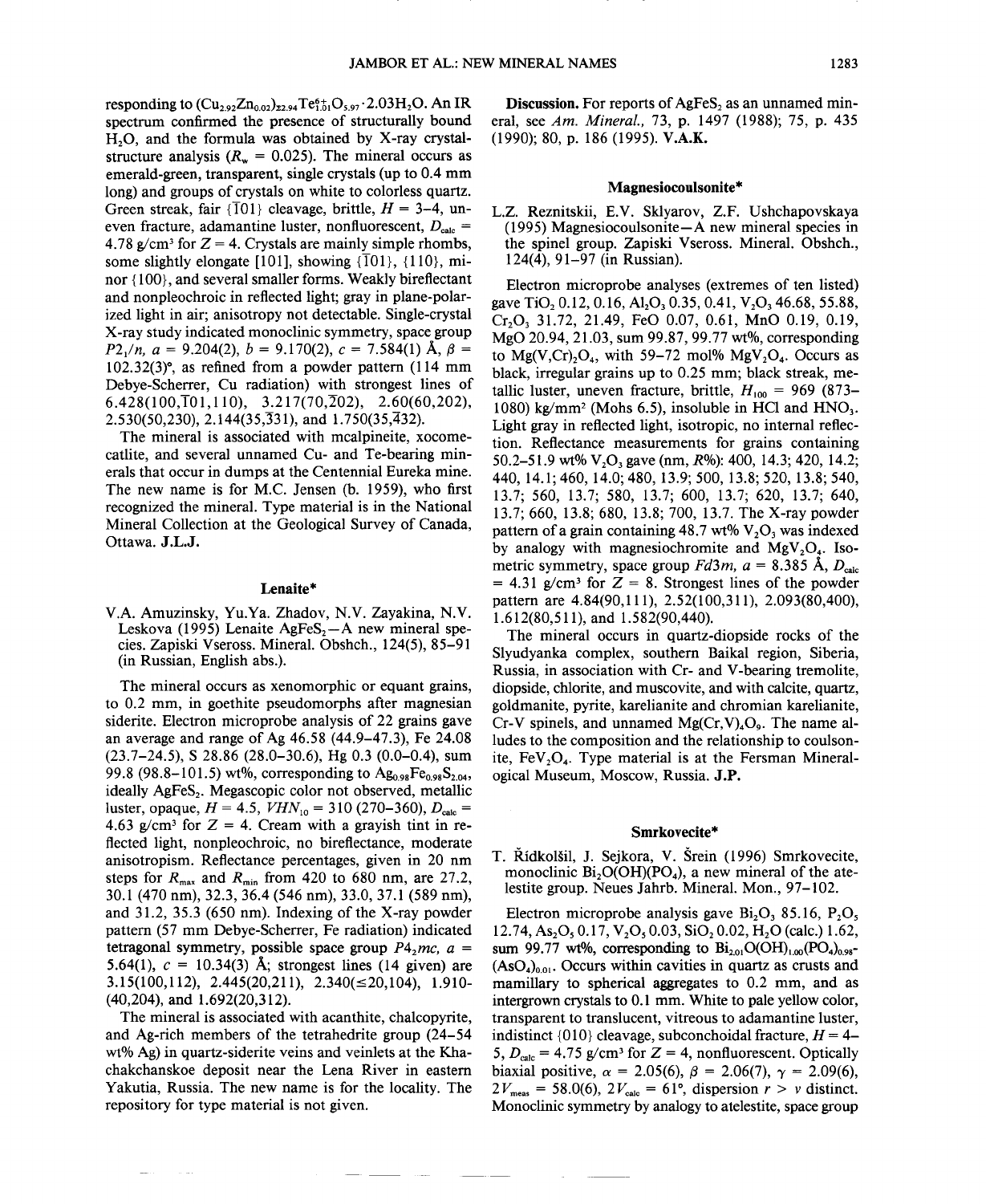responding to $(Cu_{2.92}Zn_{0.02})_{\Sigma 2.94}Te^{6+}_{1.01}O_{5.97}\cdot 2.03H_2O$. An IR spectrum confirmed the presence of structurally bound $H_2O$, and the formula was obtained by X-ray crystal-structure analysis ($R_w$ = 0.025). The mineral occurs as emerald-green, transparent, single crystals (up to 0.4 mm long) and groups of crystals on white to colorless quartz. Green streak, fair {$\bar{1}$01} cleavage, brittle, $H$ = 3–4, uneven fracture, adamantine luster, nonfluorescent, $D_{calc}$ = 4.78 g/cm³ for $Z$ = 4. Crystals are mainly simple rhombs, some slightly elongate [101], showing {$\bar{1}$01}, {110}, minor {100}, and several smaller forms. Weakly bireflectant and nonpleochroic in reflected light; gray in plane-polarized light in air; anisotropy not detectable. Single-crystal X-ray study indicated monoclinic symmetry, space group $P2_1/n$, $a$ = 9.204(2), $b$ = 9.170(2), $c$ = 7.584(1) Å, $\beta$ = 102.32(3)°, as refined from a powder pattern (114 mm Debye-Scherrer, Cu radiation) with strongest lines of 6.428(100,$\bar{1}$01,110), 3.217(70,$\bar{2}$02), 2.60(60,202), 2.530(50,230), 2.144(35,$\bar{3}$31), and 1.750(35,$\bar{4}$32).

The mineral is associated with mcalpineite, xocomecatlite, and several unnamed Cu- and Te-bearing minerals that occur in dumps at the Centennial Eureka mine. The new name is for M.C. Jensen (b. 1959), who first recognized the mineral. Type material is in the National Mineral Collection at the Geological Survey of Canada, Ottawa. **J.L.J.**

## Lenaite*

V.A. Amuzinsky, Yu.Ya. Zhadov, N.V. Zayakina, N.V. Leskova (1995) Lenaite $AgFeS_2$—A new mineral species. Zapiski Vseross. Mineral. Obshch., 124(5), 85–91 (in Russian, English abs.).

The mineral occurs as xenomorphic or equant grains, to 0.2 mm, in goethite pseudomorphs after magnesian siderite. Electron microprobe analysis of 22 grains gave an average and range of Ag 46.58 (44.9–47.3), Fe 24.08 (23.7–24.5), S 28.86 (28.0–30.6), Hg 0.3 (0.0–0.4), sum 99.8 (98.8–101.5) wt%, corresponding to $Ag_{0.98}Fe_{0.98}S_{2.04}$, ideally $AgFeS_2$. Megascopic color not observed, metallic luster, opaque, $H$ = 4.5, $VHN_{10}$ = 310 (270–360), $D_{calc}$ = 4.63 g/cm³ for $Z$ = 4. Cream with a grayish tint in reflected light, nonpleochroic, no bireflectance, moderate anisotropism. Reflectance percentages, given in 20 nm steps for $R_{max}$ and $R_{min}$ from 420 to 680 nm, are 27.2, 30.1 (470 nm), 32.3, 36.4 (546 nm), 33.0, 37.1 (589 nm), and 31.2, 35.3 (650 nm). Indexing of the X-ray powder pattern (57 mm Debye-Scherrer, Fe radiation) indicated tetragonal symmetry, possible space group $P4_2mc$, $a$ = 5.64(1), $c$ = 10.34(3) Å; strongest lines (14 given) are 3.15(100,112), 2.445(20,211), 2.340(≤20,104), 1.910-(40,204), and 1.692(20,312).

The mineral is associated with acanthite, chalcopyrite, and Ag-rich members of the tetrahedrite group (24–54 wt% Ag) in quartz-siderite veins and veinlets at the Khachakchanskoe deposit near the Lena River in eastern Yakutia, Russia. The new name is for the locality. The repository for type material is not given.

**Discussion.** For reports of $AgFeS_2$ as an unnamed mineral, see *Am. Mineral.*, 73, p. 1497 (1988); 75, p. 435 (1990); 80, p. 186 (1995). **V.A.K.**

## Magnesiocoulsonite*

L.Z. Reznitskii, E.V. Sklyarov, Z.F. Ushchapovskaya (1995) Magnesiocoulsonite—A new mineral species in the spinel group. Zapiski Vseross. Mineral. Obshch., 124(4), 91–97 (in Russian).

Electron microprobe analyses (extremes of ten listed) gave $TiO_2$ 0.12, 0.16, $Al_2O_3$ 0.35, 0.41, $V_2O_3$ 46.68, 55.88, $Cr_2O_3$ 31.72, 21.49, FeO 0.07, 0.61, MnO 0.19, 0.19, MgO 20.94, 21.03, sum 99.87, 99.77 wt%, corresponding to $Mg(V,Cr)_2O_4$, with 59–72 mol% $MgV_2O_4$. Occurs as black, irregular grains up to 0.25 mm; black streak, metallic luster, uneven fracture, brittle, $H_{100}$ = 969 (873–1080) kg/mm² (Mohs 6.5), insoluble in HCl and $HNO_3$. Light gray in reflected light, isotropic, no internal reflection. Reflectance measurements for grains containing 50.2–51.9 wt% $V_2O_3$ gave (nm, $R$%): 400, 14.3; 420, 14.2; 440, 14.1; 460, 14.0; 480, 13.9; 500, 13.8; 520, 13.8; 540, 13.7; 560, 13.7; 580, 13.7; 600, 13.7; 620, 13.7; 640, 13.7; 660, 13.8; 680, 13.8; 700, 13.7. The X-ray powder pattern of a grain containing 48.7 wt% $V_2O_3$ was indexed by analogy with magnesiochromite and $MgV_2O_4$. Isometric symmetry, space group $Fd3m$, $a$ = 8.385 Å, $D_{calc}$ = 4.31 g/cm³ for $Z$ = 8. Strongest lines of the powder pattern are 4.84(90,111), 2.52(100,311), 2.093(80,400), 1.612(80,511), and 1.582(90,440).

The mineral occurs in quartz-diopside rocks of the Slyudyanka complex, southern Baikal region, Siberia, Russia, in association with Cr- and V-bearing tremolite, diopside, chlorite, and muscovite, and with calcite, quartz, goldmanite, pyrite, karelianite and chromian karelianite, Cr-V spinels, and unnamed $Mg(Cr,V)_4O_9$. The name alludes to the composition and the relationship to coulsonite, $FeV_2O_4$. Type material is at the Fersman Mineralogical Museum, Moscow, Russia. **J.P.**

## Smrkovecite*

T. Řídkošil, J. Sejkora, V. Šrein (1996) Smrkovecite, monoclinic $Bi_2O(OH)(PO_4)$, a new mineral of the atelestite group. Neues Jahrb. Mineral. Mon., 97–102.

Electron microprobe analysis gave $Bi_2O_3$ 85.16, $P_2O_5$ 12.74, $As_2O_5$ 0.17, $V_2O_5$ 0.03, $SiO_2$ 0.02, $H_2O$ (calc.) 1.62, sum 99.77 wt%, corresponding to $Bi_{2.01}O(OH)_{1.00}(PO_4)_{0.98}(AsO_4)_{0.01}$. Occurs within cavities in quartz as crusts and mamillary to spherical aggregates to 0.2 mm, and as intergrown crystals to 0.1 mm. White to pale yellow color, transparent to translucent, vitreous to adamantine luster, indistinct {010} cleavage, subconchoidal fracture, $H$ = 4–5, $D_{calc}$ = 4.75 g/cm³ for $Z$ = 4, nonfluorescent. Optically biaxial positive, $\alpha$ = 2.05(6), $\beta$ = 2.06(7), $\gamma$ = 2.09(6), $2V_{meas}$ = 58.0(6), $2V_{calc}$ = 61°, dispersion $r > v$ distinct. Monoclinic symmetry by analogy to atelestite, space group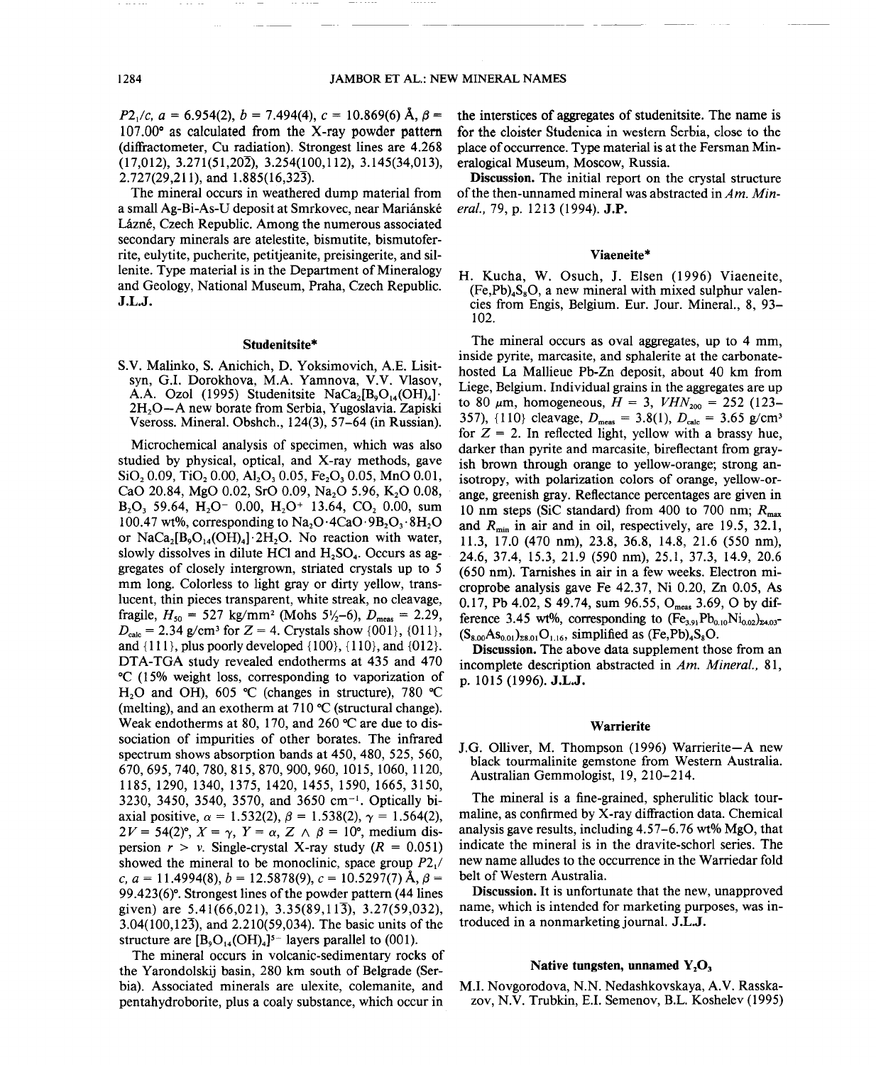$P2_1/c$, $a$ = 6.954(2), $b$ = 7.494(4), $c$ = 10.869(6) Å, $\beta$ = 107.00° as calculated from the X-ray powder pattern (diffractometer, Cu radiation). Strongest lines are 4.268 (17,012), 3.271(51,$20\bar{2}$), 3.254(100,112), 3.145(34,013), 2.727(29,211), and 1.885(16,$32\bar{3}$).

The mineral occurs in weathered dump material from a small Ag-Bi-As-U deposit at Smrkovec, near Mariánské Lázně, Czech Republic. Among the numerous associated secondary minerals are atelestite, bismutite, bismutoferrite, eulytite, pucherite, petitjeanite, preisingerite, and sillenite. Type material is in the Department of Mineralogy and Geology, National Museum, Praha, Czech Republic. **J.L.J.**

## Studenitsite*

S.V. Malinko, S. Anichich, D. Yoksimovich, A.E. Lisitsyn, G.I. Dorokhova, M.A. Yamnova, V.V. Vlasov, A.A. Ozol (1995) Studenitsite $NaCa_2[B_9O_{14}(OH)_4]\cdot 2H_2O$—A new borate from Serbia, Yugoslavia. Zapiski Vseross. Mineral. Obshch., 124(3), 57–64 (in Russian).

Microchemical analysis of specimen, which was also studied by physical, optical, and X-ray methods, gave $SiO_2$ 0.09, $TiO_2$ 0.00, $Al_2O_3$ 0.05, $Fe_2O_3$ 0.05, MnO 0.01, CaO 20.84, MgO 0.02, SrO 0.09, $Na_2O$ 5.96, $K_2O$ 0.08, $B_2O_3$ 59.64, $H_2O^-$ 0.00, $H_2O^+$ 13.64, $CO_2$ 0.00, sum 100.47 wt%, corresponding to $Na_2O\cdot 4CaO\cdot 9B_2O_3\cdot 8H_2O$ or $NaCa_2[B_9O_{14}(OH)_4]\cdot 2H_2O$. No reaction with water, slowly dissolves in dilute HCl and $H_2SO_4$. Occurs as aggregates of closely intergrown, striated crystals up to 5 mm long. Colorless to light gray or dirty yellow, translucent, thin pieces transparent, white streak, no cleavage, fragile, $H_{50}$ = 527 kg/mm² (Mohs 5½–6), $D_{meas}$ = 2.29, $D_{calc}$ = 2.34 g/cm³ for $Z$ = 4. Crystals show {001}, {011}, and {111}, plus poorly developed {100}, {110}, and {012}. DTA-TGA study revealed endotherms at 435 and 470 °C (15% weight loss, corresponding to vaporization of $H_2O$ and OH), 605 °C (changes in structure), 780 °C (melting), and an exotherm at 710 °C (structural change). Weak endotherms at 80, 170, and 260 °C are due to dissociation of impurities of other borates. The infrared spectrum shows absorption bands at 450, 480, 525, 560, 670, 695, 740, 780, 815, 870, 900, 960, 1015, 1060, 1120, 1185, 1290, 1340, 1375, 1420, 1455, 1590, 1665, 3150, 3230, 3450, 3540, 3570, and 3650 cm⁻¹. Optically biaxial positive, $\alpha$ = 1.532(2), $\beta$ = 1.538(2), $\gamma$ = 1.564(2), $2V$ = 54(2)°, $X = \gamma$, $Y = \alpha$, $Z \wedge \beta$ = 10°, medium dispersion $r > v$. Single-crystal X-ray study ($R$ = 0.051) showed the mineral to be monoclinic, space group $P2_1/c$, $a$ = 11.4994(8), $b$ = 12.5878(9), $c$ = 10.5297(7) Å, $\beta$ = 99.423(6)°. Strongest lines of the powder pattern (44 lines given) are 5.41(66,021), 3.35(89,$11\bar{3}$), 3.27(59,032), 3.04(100,$12\bar{3}$), and 2.210(59,034). The basic units of the structure are $[B_9O_{14}(OH)_4]^{5-}$ layers parallel to (001).

The mineral occurs in volcanic-sedimentary rocks of the Yarondolskij basin, 280 km south of Belgrade (Serbia). Associated minerals are ulexite, colemanite, and pentahydroborite, plus a coaly substance, which occur in the interstices of aggregates of studenitsite. The name is for the cloister Studenica in western Serbia, close to the place of occurrence. Type material is at the Fersman Mineralogical Museum, Moscow, Russia.

**Discussion.** The initial report on the crystal structure of the then-unnamed mineral was abstracted in *Am. Mineral.*, 79, p. 1213 (1994). **J.P.**

## Viaeneite*

H. Kucha, W. Osuch, J. Elsen (1996) Viaeneite, $(Fe,Pb)_4S_8O$, a new mineral with mixed sulphur valencies from Engis, Belgium. Eur. Jour. Mineral., 8, 93–102.

The mineral occurs as oval aggregates, up to 4 mm, inside pyrite, marcasite, and sphalerite at the carbonate-hosted La Mallieue Pb-Zn deposit, about 40 km from Liege, Belgium. Individual grains in the aggregates are up to 80 μm, homogeneous, $H$ = 3, $VHN_{200}$ = 252 (123–357), {110} cleavage, $D_{meas}$ = 3.8(1), $D_{calc}$ = 3.65 g/cm³ for $Z$ = 2. In reflected light, yellow with a brassy hue, darker than pyrite and marcasite, bireflectant from grayish brown through orange to yellow-orange; strong anisotropy, with polarization colors of orange, yellow-orange, greenish gray. Reflectance percentages are given in 10 nm steps (SiC standard) from 400 to 700 nm; $R_{max}$ and $R_{min}$ in air and in oil, respectively, are 19.5, 32.1, 11.3, 17.0 (470 nm), 23.8, 36.8, 14.8, 21.6 (550 nm), 24.6, 37.4, 15.3, 21.9 (590 nm), 25.1, 37.3, 14.9, 20.6 (650 nm). Tarnishes in air in a few weeks. Electron microprobe analysis gave Fe 42.37, Ni 0.20, Zn 0.05, As 0.17, Pb 4.02, S 49.74, sum 96.55, $O_{meas}$ 3.69, O by difference 3.45 wt%, corresponding to $(Fe_{3.91}Pb_{0.10}Ni_{0.02})_{\Sigma 4.03}(S_{8.00}As_{0.01})_{\Sigma 8.01}O_{1.16}$, simplified as $(Fe,Pb)_4S_8O$.

**Discussion.** The above data supplement those from an incomplete description abstracted in *Am. Mineral.*, 81, p. 1015 (1996). **J.L.J.**

## Warrierite

J.G. Olliver, M. Thompson (1996) Warrierite—A new black tourmalinite gemstone from Western Australia. Australian Gemmologist, 19, 210–214.

The mineral is a fine-grained, spherulitic black tourmaline, as confirmed by X-ray diffraction data. Chemical analysis gave results, including 4.57–6.76 wt% MgO, that indicate the mineral is in the dravite-schorl series. The new name alludes to the occurrence in the Warriedar fold belt of Western Australia.

**Discussion.** It is unfortunate that the new, unapproved name, which is intended for marketing purposes, was introduced in a nonmarketing journal. **J.L.J.**

## Native tungsten, unnamed $Y_2O_3$

M.I. Novgorodova, N.N. Nedashkovskaya, A.V. Rasskazov, N.V. Trubkin, E.I. Semenov, B.L. Koshelev (1995)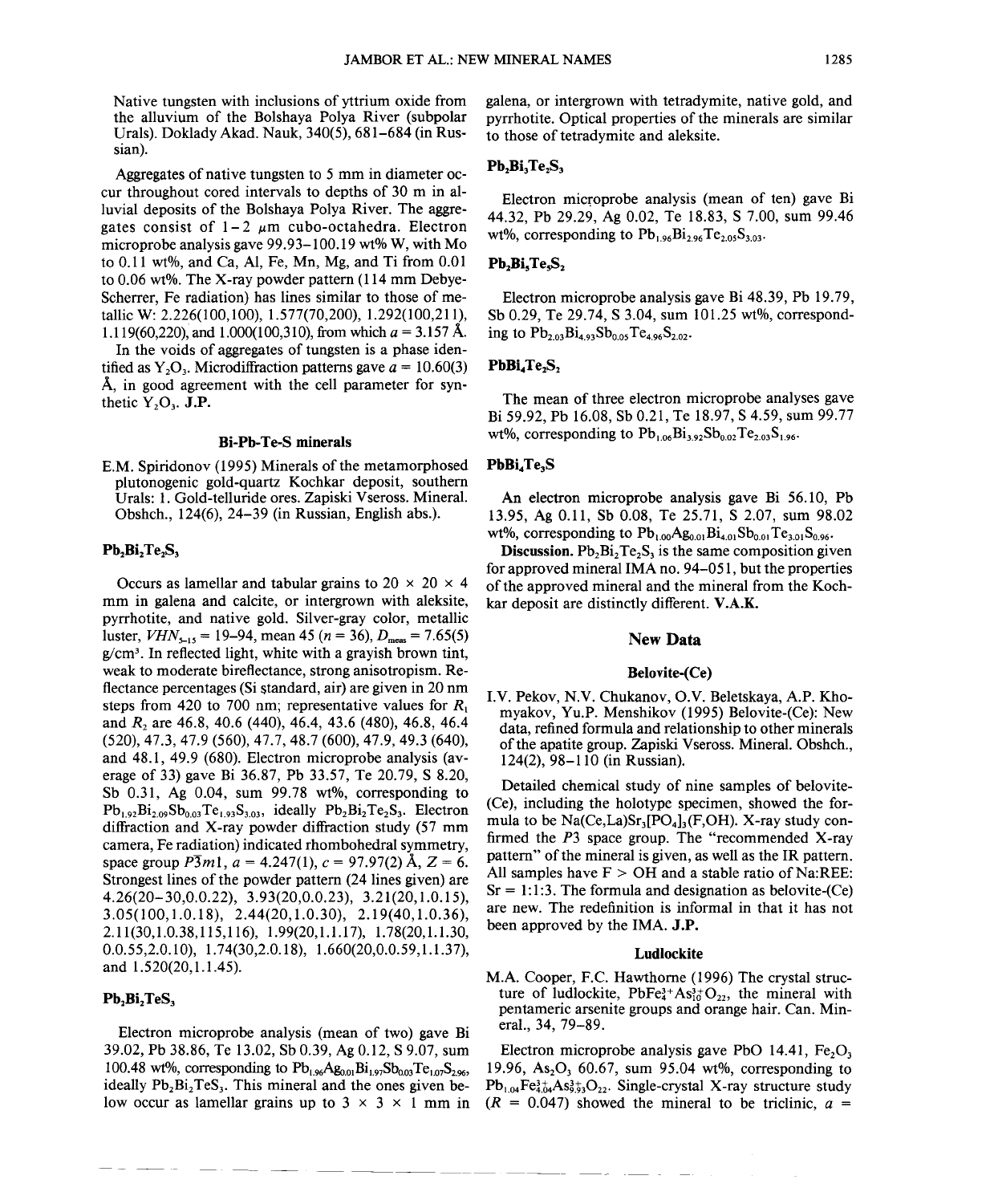Native tungsten with inclusions of yttrium oxide from the alluvium of the Bolshaya Polya River (subpolar Urals). Doklady Akad. Nauk, 340(5), 681–684 (in Russian).

Aggregates of native tungsten to 5 mm in diameter occur throughout cored intervals to depths of 30 m in alluvial deposits of the Bolshaya Polya River. The aggregates consist of 1 – 2 μm cubo-octahedra. Electron microprobe analysis gave 99.93–100.19 wt% W, with Mo to 0.11 wt%, and Ca, Al, Fe, Mn, Mg, and Ti from 0.01 to 0.06 wt%. The X-ray powder pattern (114 mm Debye-Scherrer, Fe radiation) has lines similar to those of metallic W: 2.226(100,100), 1.577(70,200), 1.292(100,211), 1.119(60,220), and 1.000(100,310), from which $a$ = 3.157 Å.

In the voids of aggregates of tungsten is a phase identified as $Y_2O_3$. Microdiffraction patterns gave $a$ = 10.60(3) Å, in good agreement with the cell parameter for synthetic $Y_2O_3$. **J.P.**

### Bi-Pb-Te-S minerals

E.M. Spiridonov (1995) Minerals of the metamorphosed plutonogenic gold-quartz Kochkar deposit, southern Urals: 1. Gold-telluride ores. Zapiski Vseross. Mineral. Obshch., 124(6), 24–39 (in Russian, English abs.).

#### $Pb_2Bi_2Te_2S_3$

Occurs as lamellar and tabular grains to 20 × 20 × 4 mm in galena and calcite, or intergrown with aleksite, pyrrhotite, and native gold. Silver-gray color, metallic luster, $VHN_{5-15}$ = 19–94, mean 45 ($n$ = 36), $D_{meas}$ = 7.65(5) g/cm³. In reflected light, white with a grayish brown tint, weak to moderate bireflectance, strong anisotropism. Reflectance percentages (Si standard, air) are given in 20 nm steps from 420 to 700 nm; representative values for $R_1$ and $R_2$ are 46.8, 40.6 (440), 46.4, 43.6 (480), 46.8, 46.4 (520), 47.3, 47.9 (560), 47.7, 48.7 (600), 47.9, 49.3 (640), and 48.1, 49.9 (680). Electron microprobe analysis (average of 33) gave Bi 36.87, Pb 33.57, Te 20.79, S 8.20, Sb 0.31, Ag 0.04, sum 99.78 wt%, corresponding to $Pb_{1.92}Bi_{2.09}Sb_{0.03}Te_{1.93}S_{3.03}$, ideally $Pb_2Bi_2Te_2S_3$. Electron diffraction and X-ray powder diffraction study (57 mm camera, Fe radiation) indicated rhombohedral symmetry, space group $P\bar{3}m1$, $a$ = 4.247(1), $c$ = 97.97(2) Å, $Z$ = 6. Strongest lines of the powder pattern (24 lines given) are 4.26(20–30,0.0.22), 3.93(20,0.0.23), 3.21(20,1.0.15), 3.05(100,1.0.18), 2.44(20,1.0.30), 2.19(40,1.0.36), 2.11(30,1.0.38,115,116), 1.99(20,1.1.17), 1.78(20,1.1.30, 0.0.55,2.0.10), 1.74(30,2.0.18), 1.660(20,0.0.59,1.1.37), and 1.520(20,1.1.45).

#### $Pb_2Bi_2TeS_3$

Electron microprobe analysis (mean of two) gave Bi 39.02, Pb 38.86, Te 13.02, Sb 0.39, Ag 0.12, S 9.07, sum 100.48 wt%, corresponding to $Pb_{1.96}Ag_{0.01}Bi_{1.97}Sb_{0.03}Te_{1.07}S_{2.96}$, ideally $Pb_2Bi_2TeS_3$. This mineral and the ones given below occur as lamellar grains up to 3 × 3 × 1 mm in galena, or intergrown with tetradymite, native gold, and pyrrhotite. Optical properties of the minerals are similar to those of tetradymite and aleksite.

#### $Pb_2Bi_3Te_2S_3$

Electron microprobe analysis (mean of ten) gave Bi 44.32, Pb 29.29, Ag 0.02, Te 18.83, S 7.00, sum 99.46 wt%, corresponding to $Pb_{1.96}Bi_{2.96}Te_{2.05}S_{3.03}$.

#### $Pb_2Bi_5Te_5S_2$

Electron microprobe analysis gave Bi 48.39, Pb 19.79, Sb 0.29, Te 29.74, S 3.04, sum 101.25 wt%, corresponding to $Pb_{2.03}Bi_{4.93}Sb_{0.05}Te_{4.96}S_{2.02}$.

#### $PbBi_4Te_2S_2$

The mean of three electron microprobe analyses gave Bi 59.92, Pb 16.08, Sb 0.21, Te 18.97, S 4.59, sum 99.77 wt%, corresponding to $Pb_{1.06}Bi_{3.92}Sb_{0.02}Te_{2.03}S_{1.96}$.

#### $PbBi_4Te_3S$

An electron microprobe analysis gave Bi 56.10, Pb 13.95, Ag 0.11, Sb 0.08, Te 25.71, S 2.07, sum 98.02 wt%, corresponding to $Pb_{1.00}Ag_{0.01}Bi_{4.01}Sb_{0.01}Te_{3.01}S_{0.96}$.

**Discussion.** $Pb_2Bi_2Te_2S_3$ is the same composition given for approved mineral IMA no. 94–051, but the properties of the approved mineral and the mineral from the Kochkar deposit are distinctly different. **V.A.K.**

## New Data

### Belovite-(Ce)

I.V. Pekov, N.V. Chukanov, O.V. Beletskaya, A.P. Khomyakov, Yu.P. Menshikov (1995) Belovite-(Ce): New data, refined formula and relationship to other minerals of the apatite group. Zapiski Vseross. Mineral. Obshch., 124(2), 98–110 (in Russian).

Detailed chemical study of nine samples of belovite-(Ce), including the holotype specimen, showed the formula to be $Na(Ce,La)Sr_3[PO_4]_3(F,OH)$. X-ray study confirmed the $P3$ space group. The "recommended X-ray pattern" of the mineral is given, as well as the IR pattern. All samples have F > OH and a stable ratio of Na:REE: Sr = 1:1:3. The formula and designation as belovite-(Ce) are new. The redefinition is informal in that it has not been approved by the IMA. **J.P.**

### Ludlockite

M.A. Cooper, F.C. Hawthorne (1996) The crystal structure of ludlockite, $PbFe^{3+}_4As^{3+}_{10}O_{22}$, the mineral with pentameric arsenite groups and orange hair. Can. Mineral., 34, 79–89.

Electron microprobe analysis gave PbO 14.41, $Fe_2O_3$ 19.96, $As_2O_3$ 60.67, sum 95.04 wt%, corresponding to $Pb_{1.04}Fe^{3+}_{4.04}As^{3+}_{9.93}O_{22}$. Single-crystal X-ray structure study ($R$ = 0.047) showed the mineral to be triclinic, $a$ =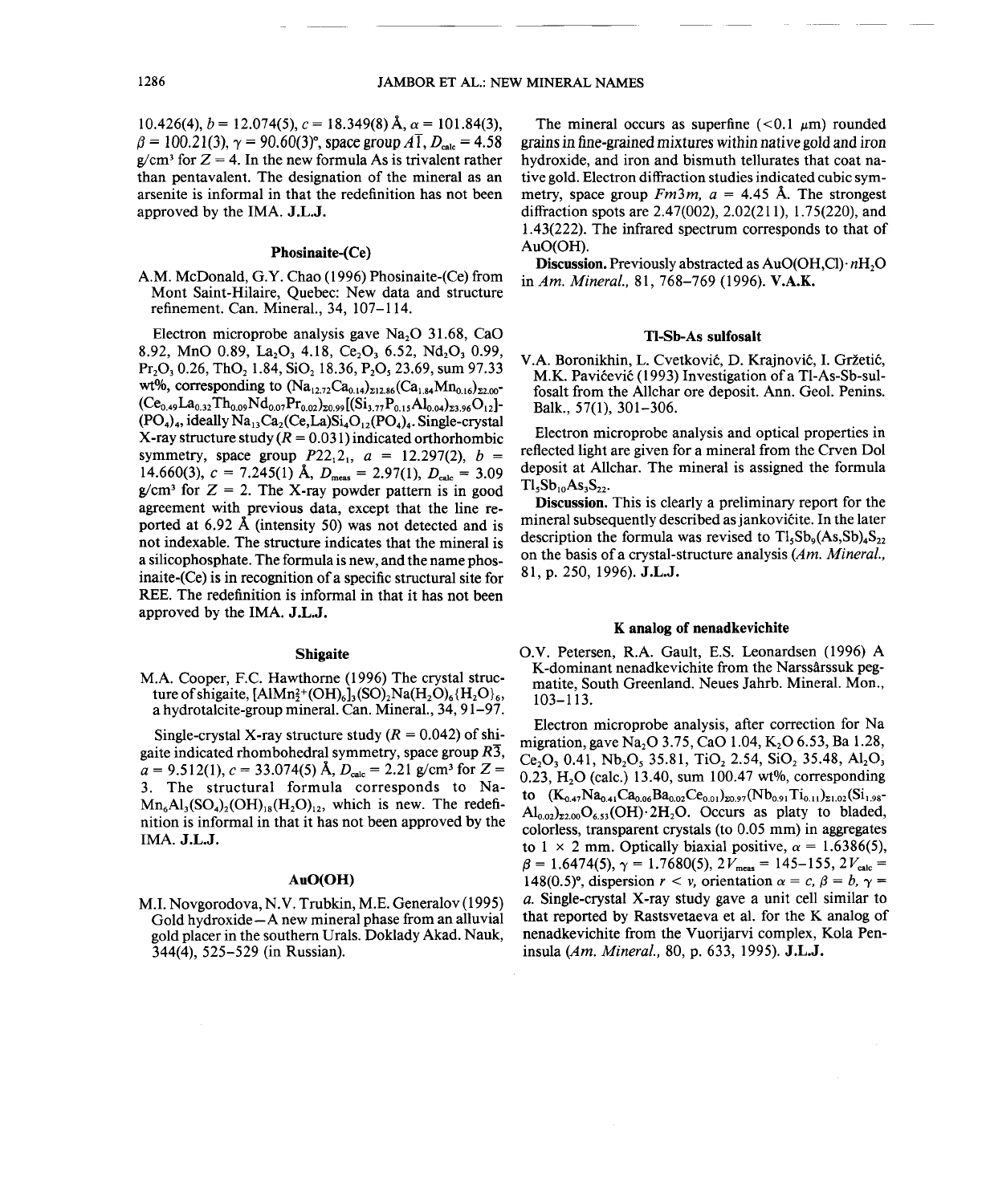10.426(4), $b$ = 12.074(5), $c$ = 18.349(8) Å, $\alpha$ = 101.84(3), $\beta$ = 100.21(3), $\gamma$ = 90.60(3)°, space group $A\bar{1}$, $D_{calc}$ = 4.58 g/cm³ for $Z$ = 4. In the new formula As is trivalent rather than pentavalent. The designation of the mineral as an arsenite is informal in that the redefinition has not been approved by the IMA. **J.L.J.**

### Phosinaite-(Ce)

A.M. McDonald, G.Y. Chao (1996) Phosinaite-(Ce) from Mont Saint-Hilaire, Quebec: New data and structure refinement. Can. Mineral., 34, 107–114.

Electron microprobe analysis gave $Na_2O$ 31.68, CaO 8.92, MnO 0.89, $La_2O_3$ 4.18, $Ce_2O_3$ 6.52, $Nd_2O_3$ 0.99, $Pr_2O_3$ 0.26, $ThO_2$ 1.84, $SiO_2$ 18.36, $P_2O_5$ 23.69, sum 97.33 wt%, corresponding to $(Na_{12.72}Ca_{0.14})_{\Sigma 12.86}(Ca_{1.84}Mn_{0.16})_{\Sigma 2.00}$-$(Ce_{0.49}La_{0.32}Th_{0.09}Nd_{0.07}Pr_{0.02})_{\Sigma 0.99}[(Si_{3.77}P_{0.15}Al_{0.04})_{\Sigma 3.96}O_{12}]$-$(PO_4)_4$, ideally $Na_{13}Ca_2(Ce,La)Si_4O_{12}(PO_4)_4$. Single-crystal X-ray structure study ($R$ = 0.031) indicated orthorhombic symmetry, space group $P22_12_1$, $a$ = 12.297(2), $b$ = 14.660(3), $c$ = 7.245(1) Å, $D_{meas}$ = 2.97(1), $D_{calc}$ = 3.09 g/cm³ for $Z$ = 2. The X-ray powder pattern is in good agreement with previous data, except that the line reported at 6.92 Å (intensity 50) was not detected and is not indexable. The structure indicates that the mineral is a silicophosphate. The formula is new, and the name phosinaite-(Ce) is in recognition of a specific structural site for REE. The redefinition is informal in that it has not been approved by the IMA. **J.L.J.**

### Shigaite

M.A. Cooper, F.C. Hawthorne (1996) The crystal structure of shigaite, $[AlMn_2^{2+}(OH)_6]_3(SO)_2Na(H_2O)_6\{H_2O\}_6$, a hydrotalcite-group mineral. Can. Mineral., 34, 91–97.

Single-crystal X-ray structure study ($R$ = 0.042) of shigaite indicated rhombohedral symmetry, space group $R\bar{3}$, $a$ = 9.512(1), $c$ = 33.074(5) Å, $D_{calc}$ = 2.21 g/cm³ for $Z$ = 3. The structural formula corresponds to $NaMn_6Al_3(SO_4)_2(OH)_{18}(H_2O)_{12}$, which is new. The redefinition is informal in that it has not been approved by the IMA. **J.L.J.**

### AuO(OH)

M.I. Novgorodova, N.V. Trubkin, M.E. Generalov (1995) Gold hydroxide—A new mineral phase from an alluvial gold placer in the southern Urals. Doklady Akad. Nauk, 344(4), 525–529 (in Russian).

The mineral occurs as superfine (<0.1 μm) rounded grains in fine-grained mixtures within native gold and iron hydroxide, and iron and bismuth tellurates that coat native gold. Electron diffraction studies indicated cubic symmetry, space group $Fm3m$, $a$ = 4.45 Å. The strongest diffraction spots are 2.47(002), 2.02(211), 1.75(220), and 1.43(222). The infrared spectrum corresponds to that of AuO(OH).

**Discussion.** Previously abstracted as $AuO(OH,Cl)\cdot nH_2O$ in *Am. Mineral.*, 81, 768–769 (1996). **V.A.K.**

### Tl-Sb-As sulfosalt

V.A. Boronikhin, L. Cvetković, D. Krajnović, I. Gržetić, M.K. Pavićević (1993) Investigation of a Tl-As-Sb-sulfosalt from the Allchar ore deposit. Ann. Geol. Penins. Balk., 57(1), 301–306.

Electron microprobe analysis and optical properties in reflected light are given for a mineral from the Crven Dol deposit at Allchar. The mineral is assigned the formula $Tl_5Sb_{10}As_3S_{22}$.

**Discussion.** This is clearly a preliminary report for the mineral subsequently described as jankovićite. In the later description the formula was revised to $Tl_5Sb_9(As,Sb)_4S_{22}$ on the basis of a crystal-structure analysis (*Am. Mineral.*, 81, p. 250, 1996). **J.L.J.**

### K analog of nenadkevichite

O.V. Petersen, R.A. Gault, E.S. Leonardsen (1996) A K-dominant nenadkevichite from the Narssârssuk pegmatite, South Greenland. Neues Jahrb. Mineral. Mon., 103–113.

Electron microprobe analysis, after correction for Na migration, gave $Na_2O$ 3.75, CaO 1.04, $K_2O$ 6.53, Ba 1.28, $Ce_2O_3$ 0.41, $Nb_2O_5$ 35.81, $TiO_2$ 2.54, $SiO_2$ 35.48, $Al_2O_3$ 0.23, $H_2O$ (calc.) 13.40, sum 100.47 wt%, corresponding to $(K_{0.47}Na_{0.41}Ca_{0.06}Ba_{0.02}Ce_{0.01})_{\Sigma 0.97}(Nb_{0.91}Ti_{0.11})_{\Sigma 1.02}(Si_{1.98}$-$Al_{0.02})_{\Sigma 2.00}O_{6.53}(OH)\cdot 2H_2O$. Occurs as platy to bladed, colorless, transparent crystals (to 0.05 mm) in aggregates to 1 × 2 mm. Optically biaxial positive, $\alpha$ = 1.6386(5), $\beta$ = 1.6474(5), $\gamma$ = 1.7680(5), $2V_{meas}$ = 145–155, $2V_{calc}$ = 148(0.5)°, dispersion $r < v$, orientation $\alpha = c$, $\beta = b$, $\gamma = a$. Single-crystal X-ray study gave a unit cell similar to that reported by Rastsvetaeva et al. for the K analog of nenadkevichite from the Vuorijarvi complex, Kola Peninsula (*Am. Mineral.*, 80, p. 633, 1995). **J.L.J.**